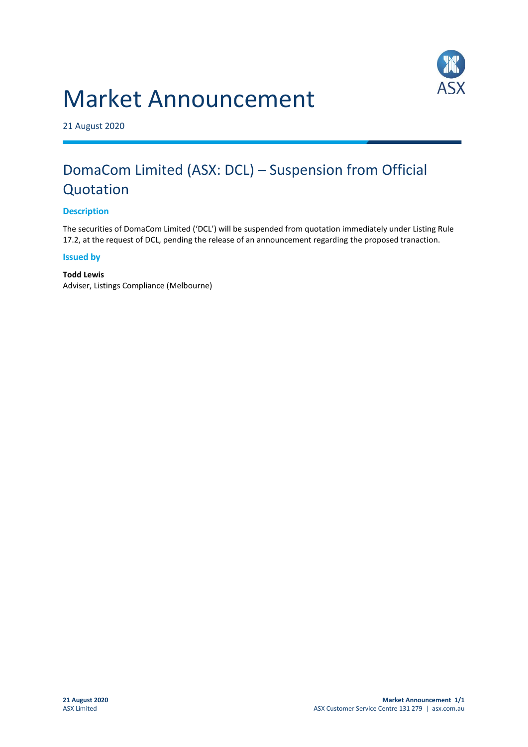# Market Announcement

21 August 2020

## DomaCom Limited (ASX: DCL) – Suspension from Official Quotation

### Description

The securities of DomaCom Limited ('DCL') will be suspended from quotation immediately under Listing Rule 17.2, at the request of DCL, pending the release of an announcement regarding the proposed tranaction.

### Issued by

**Todd Lewis**
Adviser, Listings Compliance (Melbourne)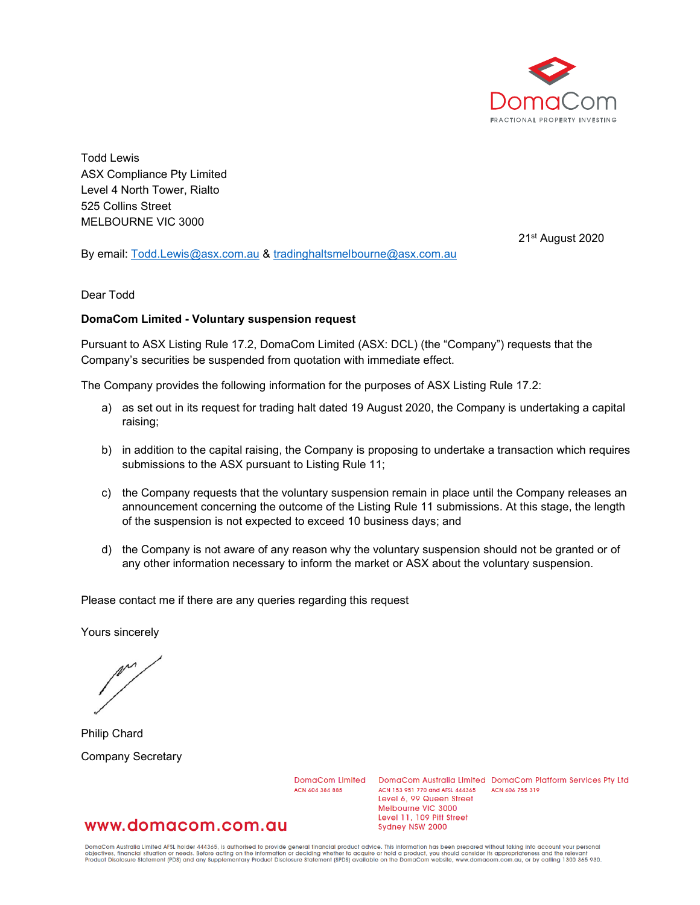Todd Lewis
ASX Compliance Pty Limited
Level 4 North Tower, Rialto
525 Collins Street
MELBOURNE VIC 3000

21st August 2020

By email: Todd.Lewis@asx.com.au & tradinghaltsmelbourne@asx.com.au

Dear Todd

**DomaCom Limited - Voluntary suspension request**

Pursuant to ASX Listing Rule 17.2, DomaCom Limited (ASX: DCL) (the "Company") requests that the Company's securities be suspended from quotation with immediate effect.

The Company provides the following information for the purposes of ASX Listing Rule 17.2:

a) as set out in its request for trading halt dated 19 August 2020, the Company is undertaking a capital raising;

b) in addition to the capital raising, the Company is proposing to undertake a transaction which requires submissions to the ASX pursuant to Listing Rule 11;

c) the Company requests that the voluntary suspension remain in place until the Company releases an announcement concerning the outcome of the Listing Rule 11 submissions. At this stage, the length of the suspension is not expected to exceed 10 business days; and

d) the Company is not aware of any reason why the voluntary suspension should not be granted or of any other information necessary to inform the market or ASX about the voluntary suspension.

Please contact me if there are any queries regarding this request

Yours sincerely

Philip Chard

Company Secretary

DomaCom Limited
ACN 604 384 885

DomaCom Australia Limited
ACN 153 951 770 and AFSL 444365
Level 6, 99 Queen Street
Melbourne VIC 3000
Level 11, 109 Pitt Street
Sydney NSW 2000

DomaCom Platform Services Pty Ltd
ACN 606 755 319

www.domacom.com.au

DomaCom Australia Limited AFSL holder 444365, is authorised to provide general financial product advice. This information has been prepared without taking into account your personal objectives, financial situation or needs. Before acting on the information or deciding whether to acquire or hold a product, you should consider its appropriateness and the relevant Product Disclosure Statement (PDS) and any Supplementary Product Disclosure Statement (SPDS) available on the DomaCom website, www.domacom.com.au, or by calling 1300 365 930.